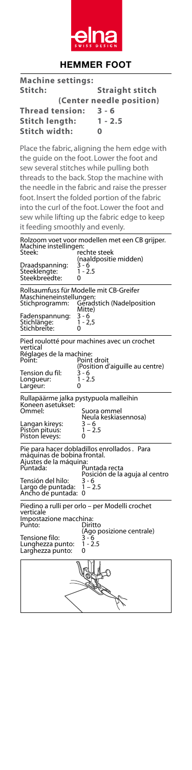elna SWISS DESIGN

# HEMMER FOOT

**Machine settings:**

| | |
|---|---|
| **Stitch:** | **Straight stitch (Center needle position)** |
| **Thread tension:** | **3 - 6** |
| **Stitch length:** | **1 - 2.5** |
| **Stitch width:** | **0** |

Place the fabric, aligning the hem edge with the guide on the foot. Lower the foot and sew several stitches while pulling both threads to the back. Stop the machine with the needle in the fabric and raise the presser foot. Insert the folded portion of the fabric into the curl of the foot. Lower the foot and sew while lifting up the fabric edge to keep it feeding smoothly and evenly.

---

Rolzoom voet voor modellen met een CB grijper.
Machine instellingen:

| | |
|---|---|
| Steek: | rechte steek (naaldpositie midden) |
| Draadspanning: | 3 - 6 |
| Steeklengte: | 1 - 2.5 |
| Steekbreedte: | 0 |

---

Rollsaumfuss für Modelle mit CB-Greifer
Maschineneinstellungen:

| | |
|---|---|
| Stichprogramm: | Geradstich (Nadelposition Mitte) |
| Fadenspannung: | 3 - 6 |
| Stichlänge: | 1 - 2,5 |
| Stichbreite: | 0 |

---

Pied roulotté pour machines avec un crochet vertical
Réglages de la machine:

| | |
|---|---|
| Point: | Point droit (Position d'aiguille au centre) |
| Tension du fil: | 3 - 6 |
| Longueur: | 1 - 2.5 |
| Largeur: | 0 |

---

Rullapäärme jalka pystypuola malleihin
Koneen asetukset:

| | |
|---|---|
| Ommel: | Suora ommel Neula keskiasennossa) |
| Langan kireys: | 3 – 6 |
| Piston pituus: | 1 – 2.5 |
| Piston leveys: | 0 |

---

Pie para hacer dobladillos enrollados . Para máquinas de bobina frontal.
Ajustes de la máquina:

| | |
|---|---|
| Puntada: | Puntada recta Posición de la aguja al centro |
| Tensión del hilo: | 3 - 6 |
| Largo de puntada: | 1 – 2.5 |
| Ancho de puntada: | 0 |

---

Piedino a rulli per orlo – per Modelli crochet verticale
Impostazione macchina:

| | |
|---|---|
| Punto: | Diritto (Ago posizione centrale) |
| Tensione filo: | 3 - 6 |
| Lunghezza punto: | 1 - 2.5 |
| Larghezza punto: | 0 |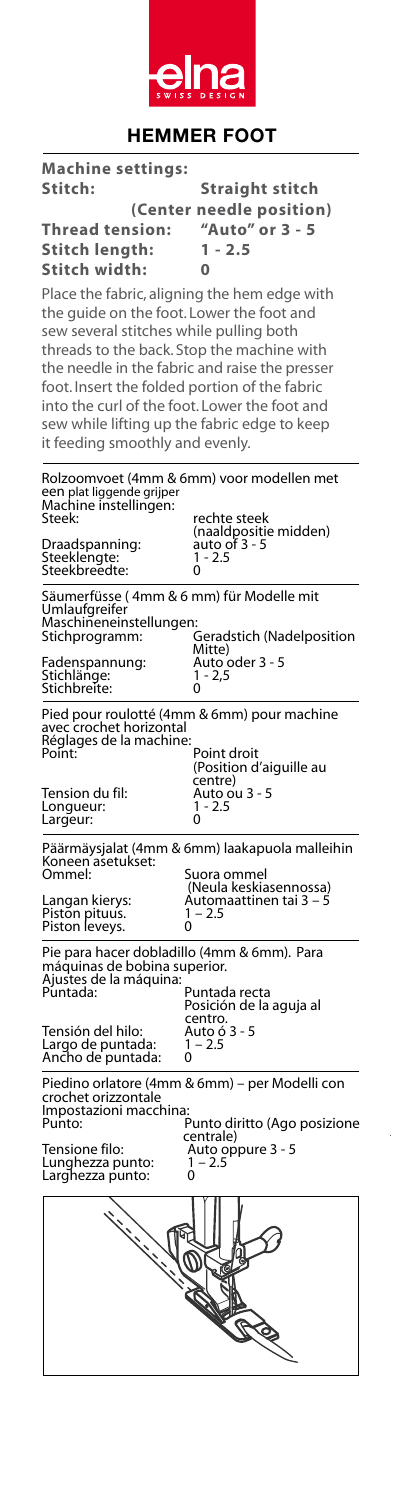elna SWISS DESIGN

## HEMMER FOOT

**Machine settings:**

| | |
|---|---|
| **Stitch:** | **Straight stitch (Center needle position)** |
| **Thread tension:** | **"Auto" or 3 - 5** |
| **Stitch length:** | **1 - 2.5** |
| **Stitch width:** | **0** |

Place the fabric, aligning the hem edge with the guide on the foot. Lower the foot and sew several stitches while pulling both threads to the back. Stop the machine with the needle in the fabric and raise the presser foot. Insert the folded portion of the fabric into the curl of the foot. Lower the foot and sew while lifting up the fabric edge to keep it feeding smoothly and evenly.

Rolzoomvoet (4mm & 6mm) voor modellen met een plat liggende grijper
Machine instellingen:

| | |
|---|---|
| Steek: | rechte steek (naaldpositie midden) |
| Draadspanning: | auto of 3 - 5 |
| Steeklengte: | 1 - 2.5 |
| Steekbreedte: | 0 |

Säumerfüsse ( 4mm & 6 mm) für Modelle mit Umlaufgreifer
Maschineneinstellungen:

| | |
|---|---|
| Stichprogramm: | Geradstich (Nadelposition Mitte) |
| Fadenspannung: | Auto oder 3 - 5 |
| Stichlänge: | 1 - 2,5 |
| Stichbreite: | 0 |

Pied pour roulotté (4mm & 6mm) pour machine avec crochet horizontal
Réglages de la machine:

| | |
|---|---|
| Point: | Point droit (Position d'aiguille au centre) |
| Tension du fil: | Auto ou 3 - 5 |
| Longueur: | 1 - 2.5 |
| Largeur: | 0 |

Päärmäysjalat (4mm & 6mm) laakapuola malleihin
Koneen asetukset:

| | |
|---|---|
| Ommel: | Suora ommel (Neula keskiasennossa) |
| Langan kierys: | Automaattinen tai 3 – 5 |
| Piston pituus. | 1 – 2.5 |
| Piston leveys. | 0 |

Pie para hacer dobladillo (4mm & 6mm). Para máquinas de bobina superior.
Ajustes de la máquina:

| | |
|---|---|
| Puntada: | Puntada recta Posición de la aguja al centro. |
| Tensión del hilo: | Auto ó 3 - 5 |
| Largo de puntada: | 1 – 2.5 |
| Ancho de puntada: | 0 |

Piedino orlatore (4mm & 6mm) – per Modelli con crochet orizzontale
Impostazioni macchina:

| | |
|---|---|
| Punto: | Punto diritto (Ago posizione centrale) |
| Tensione filo: | Auto oppure 3 - 5 |
| Lunghezza punto: | 1 – 2.5 |
| Larghezza punto: | 0 |